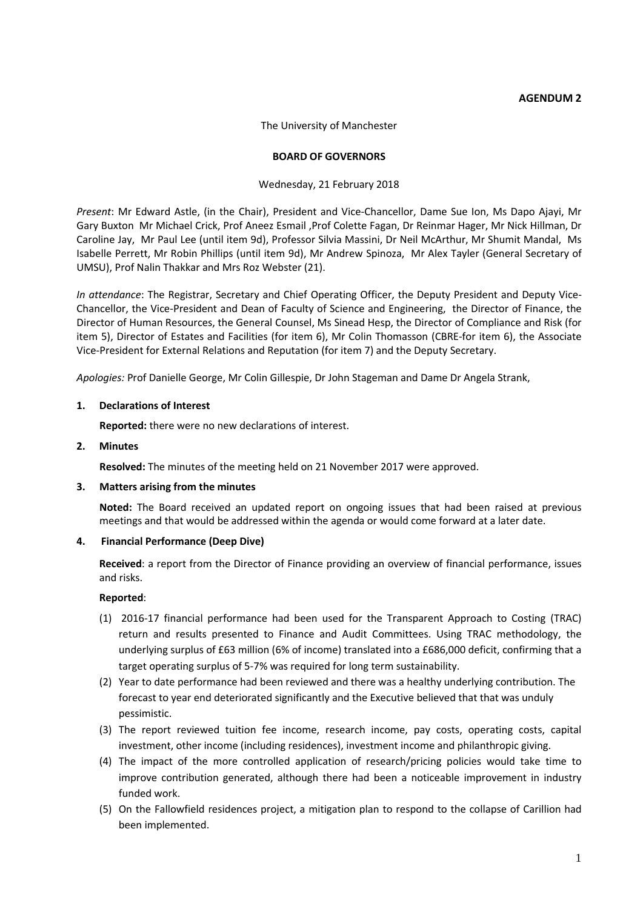**AGENDUM 2**

The University of Manchester

**BOARD OF GOVERNORS**

Wednesday, 21 February 2018

*Present*: Mr Edward Astle, (in the Chair), President and Vice-Chancellor, Dame Sue Ion, Ms Dapo Ajayi, Mr Gary Buxton Mr Michael Crick, Prof Aneez Esmail ,Prof Colette Fagan, Dr Reinmar Hager, Mr Nick Hillman, Dr Caroline Jay, Mr Paul Lee (until item 9d), Professor Silvia Massini, Dr Neil McArthur, Mr Shumit Mandal, Ms Isabelle Perrett, Mr Robin Phillips (until item 9d), Mr Andrew Spinoza, Mr Alex Tayler (General Secretary of UMSU), Prof Nalin Thakkar and Mrs Roz Webster (21).

*In attendance*: The Registrar, Secretary and Chief Operating Officer, the Deputy President and Deputy Vice-Chancellor, the Vice-President and Dean of Faculty of Science and Engineering, the Director of Finance, the Director of Human Resources, the General Counsel, Ms Sinead Hesp, the Director of Compliance and Risk (for item 5), Director of Estates and Facilities (for item 6), Mr Colin Thomasson (CBRE-for item 6), the Associate Vice-President for External Relations and Reputation (for item 7) and the Deputy Secretary.

*Apologies:* Prof Danielle George, Mr Colin Gillespie, Dr John Stageman and Dame Dr Angela Strank,

**1. Declarations of Interest**

**Reported:** there were no new declarations of interest.

**2. Minutes**

**Resolved:** The minutes of the meeting held on 21 November 2017 were approved.

**3. Matters arising from the minutes**

**Noted:** The Board received an updated report on ongoing issues that had been raised at previous meetings and that would be addressed within the agenda or would come forward at a later date.

**4. Financial Performance (Deep Dive)**

**Received**: a report from the Director of Finance providing an overview of financial performance, issues and risks.

**Reported**:

(1) 2016-17 financial performance had been used for the Transparent Approach to Costing (TRAC) return and results presented to Finance and Audit Committees. Using TRAC methodology, the underlying surplus of £63 million (6% of income) translated into a £686,000 deficit, confirming that a target operating surplus of 5-7% was required for long term sustainability.

(2) Year to date performance had been reviewed and there was a healthy underlying contribution. The forecast to year end deteriorated significantly and the Executive believed that that was unduly pessimistic.

(3) The report reviewed tuition fee income, research income, pay costs, operating costs, capital investment, other income (including residences), investment income and philanthropic giving.

(4) The impact of the more controlled application of research/pricing policies would take time to improve contribution generated, although there had been a noticeable improvement in industry funded work.

(5) On the Fallowfield residences project, a mitigation plan to respond to the collapse of Carillion had been implemented.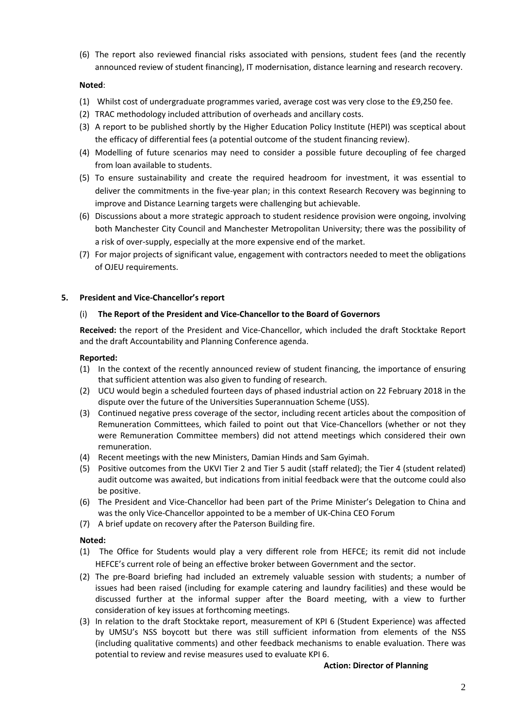(6) The report also reviewed financial risks associated with pensions, student fees (and the recently announced review of student financing), IT modernisation, distance learning and research recovery.

**Noted**:

(1) Whilst cost of undergraduate programmes varied, average cost was very close to the £9,250 fee.
(2) TRAC methodology included attribution of overheads and ancillary costs.
(3) A report to be published shortly by the Higher Education Policy Institute (HEPI) was sceptical about the efficacy of differential fees (a potential outcome of the student financing review).
(4) Modelling of future scenarios may need to consider a possible future decoupling of fee charged from loan available to students.
(5) To ensure sustainability and create the required headroom for investment, it was essential to deliver the commitments in the five-year plan; in this context Research Recovery was beginning to improve and Distance Learning targets were challenging but achievable.
(6) Discussions about a more strategic approach to student residence provision were ongoing, involving both Manchester City Council and Manchester Metropolitan University; there was the possibility of a risk of over-supply, especially at the more expensive end of the market.
(7) For major projects of significant value, engagement with contractors needed to meet the obligations of OJEU requirements.

## 5. President and Vice-Chancellor's report

### (i) The Report of the President and Vice-Chancellor to the Board of Governors

**Received:** the report of the President and Vice-Chancellor, which included the draft Stocktake Report and the draft Accountability and Planning Conference agenda.

**Reported:**

(1) In the context of the recently announced review of student financing, the importance of ensuring that sufficient attention was also given to funding of research.
(2) UCU would begin a scheduled fourteen days of phased industrial action on 22 February 2018 in the dispute over the future of the Universities Superannuation Scheme (USS).
(3) Continued negative press coverage of the sector, including recent articles about the composition of Remuneration Committees, which failed to point out that Vice-Chancellors (whether or not they were Remuneration Committee members) did not attend meetings which considered their own remuneration.
(4) Recent meetings with the new Ministers, Damian Hinds and Sam Gyimah.
(5) Positive outcomes from the UKVI Tier 2 and Tier 5 audit (staff related); the Tier 4 (student related) audit outcome was awaited, but indications from initial feedback were that the outcome could also be positive.
(6) The President and Vice-Chancellor had been part of the Prime Minister's Delegation to China and was the only Vice-Chancellor appointed to be a member of UK-China CEO Forum
(7) A brief update on recovery after the Paterson Building fire.

**Noted:**

(1) The Office for Students would play a very different role from HEFCE; its remit did not include HEFCE's current role of being an effective broker between Government and the sector.
(2) The pre-Board briefing had included an extremely valuable session with students; a number of issues had been raised (including for example catering and laundry facilities) and these would be discussed further at the informal supper after the Board meeting, with a view to further consideration of key issues at forthcoming meetings.
(3) In relation to the draft Stocktake report, measurement of KPI 6 (Student Experience) was affected by UMSU's NSS boycott but there was still sufficient information from elements of the NSS (including qualitative comments) and other feedback mechanisms to enable evaluation. There was potential to review and revise measures used to evaluate KPI 6.

**Action: Director of Planning**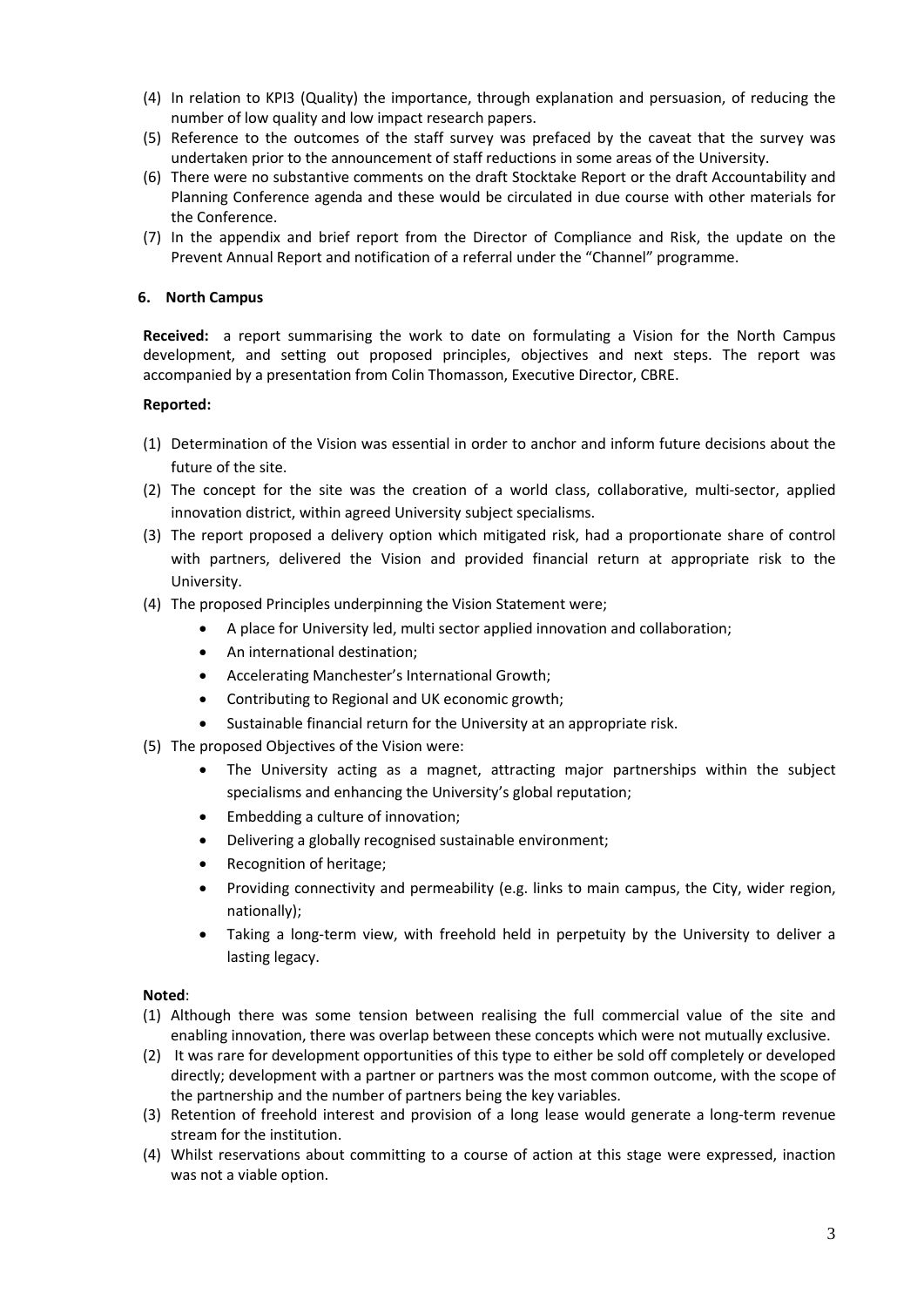(4) In relation to KPI3 (Quality) the importance, through explanation and persuasion, of reducing the number of low quality and low impact research papers.
(5) Reference to the outcomes of the staff survey was prefaced by the caveat that the survey was undertaken prior to the announcement of staff reductions in some areas of the University.
(6) There were no substantive comments on the draft Stocktake Report or the draft Accountability and Planning Conference agenda and these would be circulated in due course with other materials for the Conference.
(7) In the appendix and brief report from the Director of Compliance and Risk, the update on the Prevent Annual Report and notification of a referral under the "Channel" programme.

## 6. North Campus

**Received:** a report summarising the work to date on formulating a Vision for the North Campus development, and setting out proposed principles, objectives and next steps. The report was accompanied by a presentation from Colin Thomasson, Executive Director, CBRE.

**Reported:**

(1) Determination of the Vision was essential in order to anchor and inform future decisions about the future of the site.
(2) The concept for the site was the creation of a world class, collaborative, multi-sector, applied innovation district, within agreed University subject specialisms.
(3) The report proposed a delivery option which mitigated risk, had a proportionate share of control with partners, delivered the Vision and provided financial return at appropriate risk to the University.
(4) The proposed Principles underpinning the Vision Statement were;
    - A place for University led, multi sector applied innovation and collaboration;
    - An international destination;
    - Accelerating Manchester's International Growth;
    - Contributing to Regional and UK economic growth;
    - Sustainable financial return for the University at an appropriate risk.
(5) The proposed Objectives of the Vision were:
    - The University acting as a magnet, attracting major partnerships within the subject specialisms and enhancing the University's global reputation;
    - Embedding a culture of innovation;
    - Delivering a globally recognised sustainable environment;
    - Recognition of heritage;
    - Providing connectivity and permeability (e.g. links to main campus, the City, wider region, nationally);
    - Taking a long-term view, with freehold held in perpetuity by the University to deliver a lasting legacy.

**Noted**:

(1) Although there was some tension between realising the full commercial value of the site and enabling innovation, there was overlap between these concepts which were not mutually exclusive.
(2) It was rare for development opportunities of this type to either be sold off completely or developed directly; development with a partner or partners was the most common outcome, with the scope of the partnership and the number of partners being the key variables.
(3) Retention of freehold interest and provision of a long lease would generate a long-term revenue stream for the institution.
(4) Whilst reservations about committing to a course of action at this stage were expressed, inaction was not a viable option.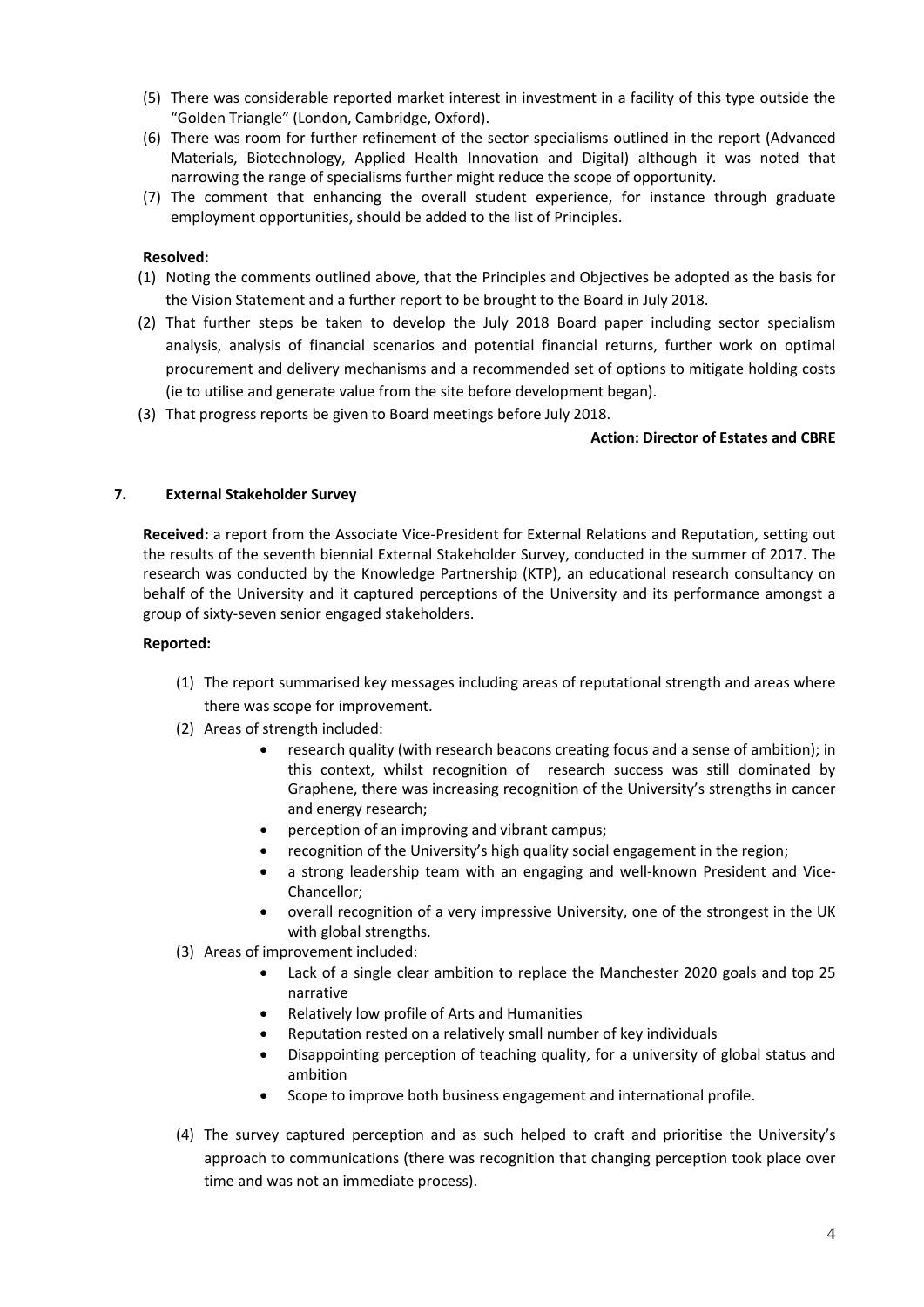(5) There was considerable reported market interest in investment in a facility of this type outside the "Golden Triangle" (London, Cambridge, Oxford).
(6) There was room for further refinement of the sector specialisms outlined in the report (Advanced Materials, Biotechnology, Applied Health Innovation and Digital) although it was noted that narrowing the range of specialisms further might reduce the scope of opportunity.
(7) The comment that enhancing the overall student experience, for instance through graduate employment opportunities, should be added to the list of Principles.

**Resolved:**

(1) Noting the comments outlined above, that the Principles and Objectives be adopted as the basis for the Vision Statement and a further report to be brought to the Board in July 2018.
(2) That further steps be taken to develop the July 2018 Board paper including sector specialism analysis, analysis of financial scenarios and potential financial returns, further work on optimal procurement and delivery mechanisms and a recommended set of options to mitigate holding costs (ie to utilise and generate value from the site before development began).
(3) That progress reports be given to Board meetings before July 2018.

**Action: Director of Estates and CBRE**

## 7. External Stakeholder Survey

**Received:** a report from the Associate Vice-President for External Relations and Reputation, setting out the results of the seventh biennial External Stakeholder Survey, conducted in the summer of 2017. The research was conducted by the Knowledge Partnership (KTP), an educational research consultancy on behalf of the University and it captured perceptions of the University and its performance amongst a group of sixty-seven senior engaged stakeholders.

**Reported:**

(1) The report summarised key messages including areas of reputational strength and areas where there was scope for improvement.
(2) Areas of strength included:
    - research quality (with research beacons creating focus and a sense of ambition); in this context, whilst recognition of research success was still dominated by Graphene, there was increasing recognition of the University's strengths in cancer and energy research;
    - perception of an improving and vibrant campus;
    - recognition of the University's high quality social engagement in the region;
    - a strong leadership team with an engaging and well-known President and Vice-Chancellor;
    - overall recognition of a very impressive University, one of the strongest in the UK with global strengths.
(3) Areas of improvement included:
    - Lack of a single clear ambition to replace the Manchester 2020 goals and top 25 narrative
    - Relatively low profile of Arts and Humanities
    - Reputation rested on a relatively small number of key individuals
    - Disappointing perception of teaching quality, for a university of global status and ambition
    - Scope to improve both business engagement and international profile.
(4) The survey captured perception and as such helped to craft and prioritise the University's approach to communications (there was recognition that changing perception took place over time and was not an immediate process).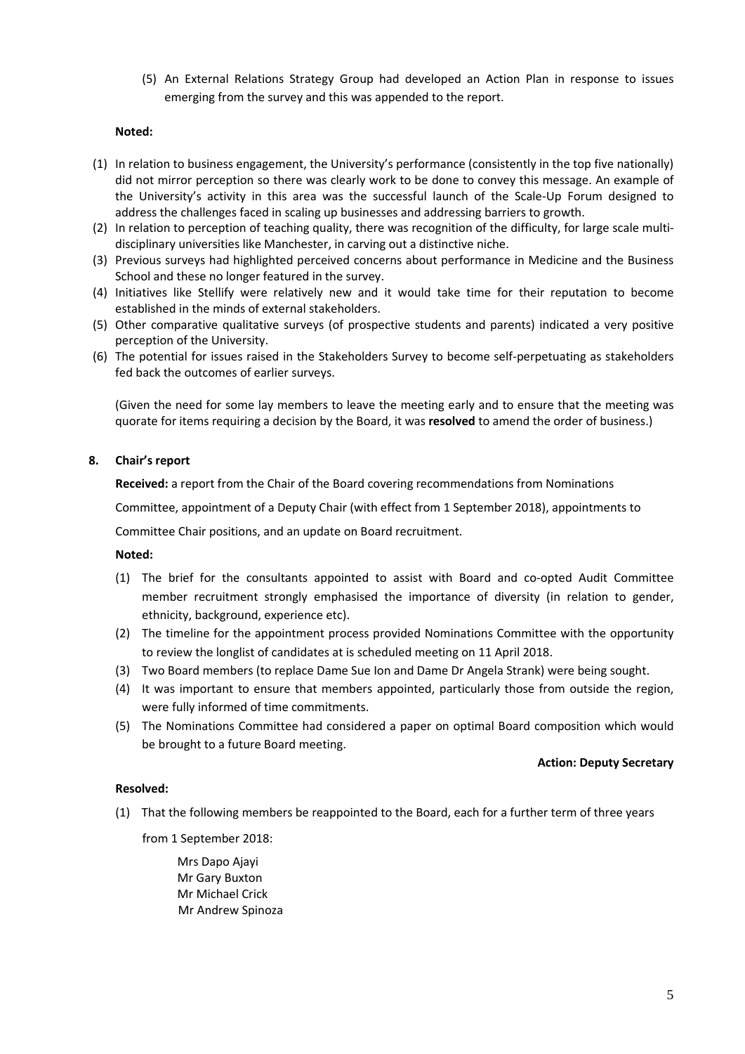(5) An External Relations Strategy Group had developed an Action Plan in response to issues emerging from the survey and this was appended to the report.

**Noted:**

(1) In relation to business engagement, the University's performance (consistently in the top five nationally) did not mirror perception so there was clearly work to be done to convey this message. An example of the University's activity in this area was the successful launch of the Scale-Up Forum designed to address the challenges faced in scaling up businesses and addressing barriers to growth.

(2) In relation to perception of teaching quality, there was recognition of the difficulty, for large scale multi-disciplinary universities like Manchester, in carving out a distinctive niche.

(3) Previous surveys had highlighted perceived concerns about performance in Medicine and the Business School and these no longer featured in the survey.

(4) Initiatives like Stellify were relatively new and it would take time for their reputation to become established in the minds of external stakeholders.

(5) Other comparative qualitative surveys (of prospective students and parents) indicated a very positive perception of the University.

(6) The potential for issues raised in the Stakeholders Survey to become self-perpetuating as stakeholders fed back the outcomes of earlier surveys.

(Given the need for some lay members to leave the meeting early and to ensure that the meeting was quorate for items requiring a decision by the Board, it was **resolved** to amend the order of business.)

**8. Chair's report**

**Received:** a report from the Chair of the Board covering recommendations from Nominations Committee, appointment of a Deputy Chair (with effect from 1 September 2018), appointments to Committee Chair positions, and an update on Board recruitment.

**Noted:**

(1) The brief for the consultants appointed to assist with Board and co-opted Audit Committee member recruitment strongly emphasised the importance of diversity (in relation to gender, ethnicity, background, experience etc).

(2) The timeline for the appointment process provided Nominations Committee with the opportunity to review the longlist of candidates at is scheduled meeting on 11 April 2018.

(3) Two Board members (to replace Dame Sue Ion and Dame Dr Angela Strank) were being sought.

(4) It was important to ensure that members appointed, particularly those from outside the region, were fully informed of time commitments.

(5) The Nominations Committee had considered a paper on optimal Board composition which would be brought to a future Board meeting.

**Action: Deputy Secretary**

**Resolved:**

(1) That the following members be reappointed to the Board, each for a further term of three years from 1 September 2018:

Mrs Dapo Ajayi
Mr Gary Buxton
Mr Michael Crick
Mr Andrew Spinoza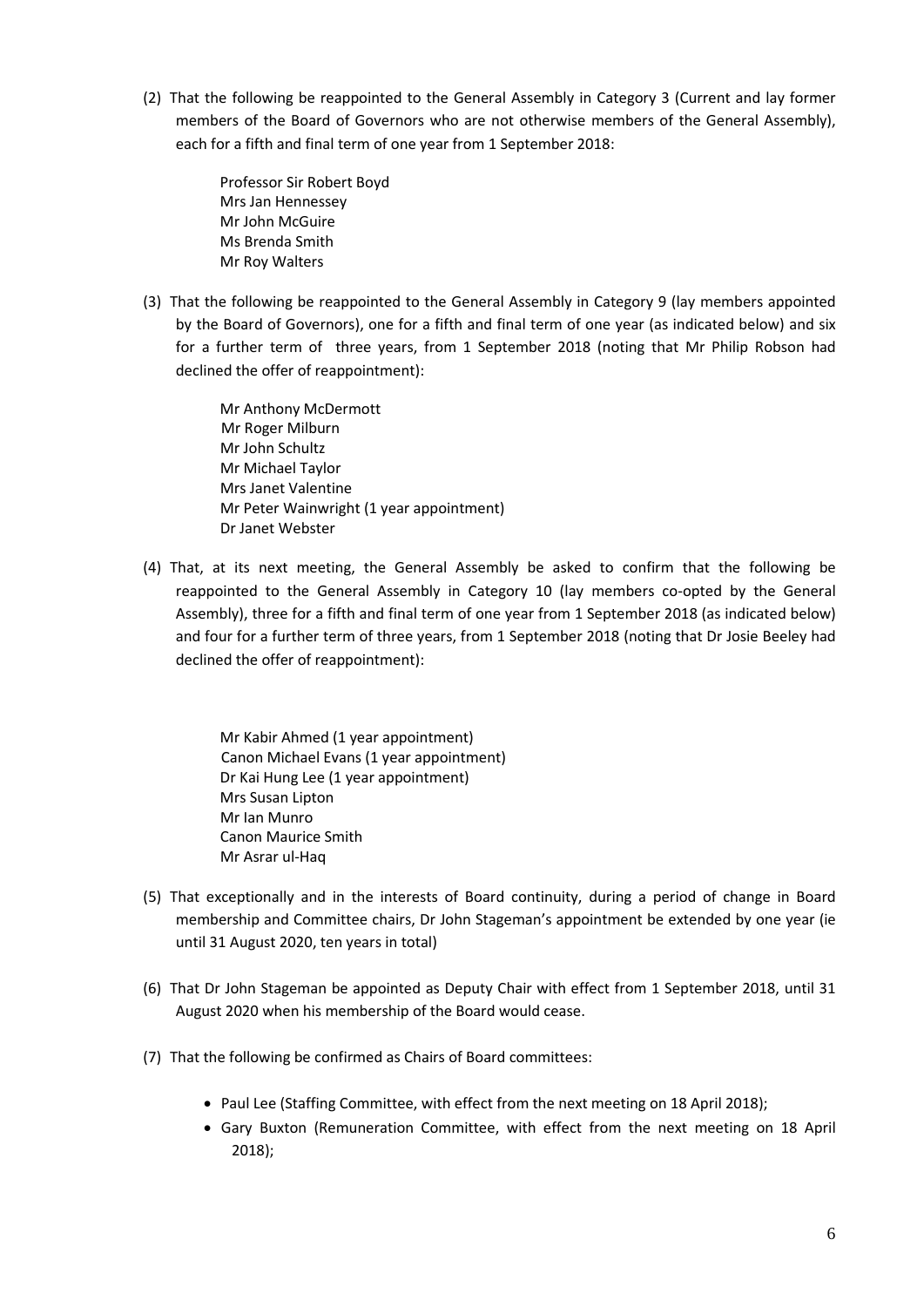(2) That the following be reappointed to the General Assembly in Category 3 (Current and lay former members of the Board of Governors who are not otherwise members of the General Assembly), each for a fifth and final term of one year from 1 September 2018:

  Professor Sir Robert Boyd  
  Mrs Jan Hennessey  
  Mr John McGuire  
  Ms Brenda Smith  
  Mr Roy Walters

(3) That the following be reappointed to the General Assembly in Category 9 (lay members appointed by the Board of Governors), one for a fifth and final term of one year (as indicated below) and six for a further term of three years, from 1 September 2018 (noting that Mr Philip Robson had declined the offer of reappointment):

  Mr Anthony McDermott  
  Mr Roger Milburn  
  Mr John Schultz  
  Mr Michael Taylor  
  Mrs Janet Valentine  
  Mr Peter Wainwright (1 year appointment)  
  Dr Janet Webster

(4) That, at its next meeting, the General Assembly be asked to confirm that the following be reappointed to the General Assembly in Category 10 (lay members co-opted by the General Assembly), three for a fifth and final term of one year from 1 September 2018 (as indicated below) and four for a further term of three years, from 1 September 2018 (noting that Dr Josie Beeley had declined the offer of reappointment):

  Mr Kabir Ahmed (1 year appointment)  
  Canon Michael Evans (1 year appointment)  
  Dr Kai Hung Lee (1 year appointment)  
  Mrs Susan Lipton  
  Mr Ian Munro  
  Canon Maurice Smith  
  Mr Asrar ul-Haq

(5) That exceptionally and in the interests of Board continuity, during a period of change in Board membership and Committee chairs, Dr John Stageman's appointment be extended by one year (ie until 31 August 2020, ten years in total)

(6) That Dr John Stageman be appointed as Deputy Chair with effect from 1 September 2018, until 31 August 2020 when his membership of the Board would cease.

(7) That the following be confirmed as Chairs of Board committees:

- Paul Lee (Staffing Committee, with effect from the next meeting on 18 April 2018);
- Gary Buxton (Remuneration Committee, with effect from the next meeting on 18 April 2018);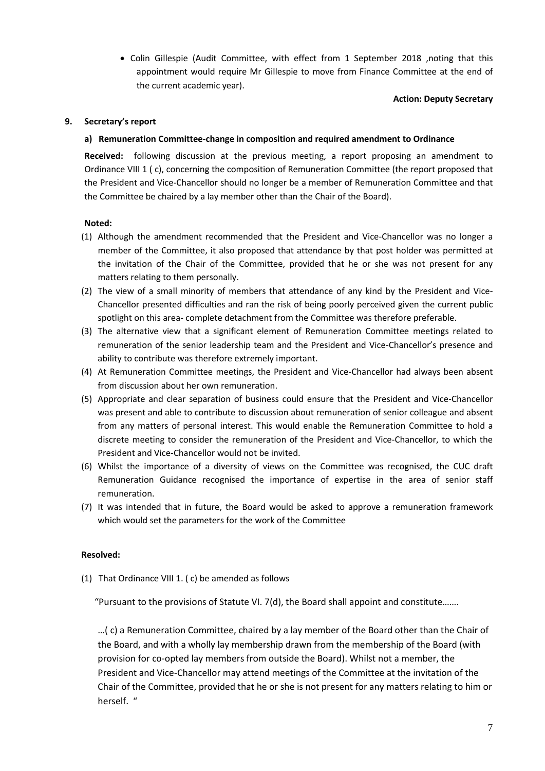- Colin Gillespie (Audit Committee, with effect from 1 September 2018 ,noting that this appointment would require Mr Gillespie to move from Finance Committee at the end of the current academic year).

**Action: Deputy Secretary**

## 9. Secretary's report

### a) Remuneration Committee-change in composition and required amendment to Ordinance

**Received:** following discussion at the previous meeting, a report proposing an amendment to Ordinance VIII 1 ( c), concerning the composition of Remuneration Committee (the report proposed that the President and Vice-Chancellor should no longer be a member of Remuneration Committee and that the Committee be chaired by a lay member other than the Chair of the Board).

**Noted:**

(1) Although the amendment recommended that the President and Vice-Chancellor was no longer a member of the Committee, it also proposed that attendance by that post holder was permitted at the invitation of the Chair of the Committee, provided that he or she was not present for any matters relating to them personally.

(2) The view of a small minority of members that attendance of any kind by the President and Vice-Chancellor presented difficulties and ran the risk of being poorly perceived given the current public spotlight on this area- complete detachment from the Committee was therefore preferable.

(3) The alternative view that a significant element of Remuneration Committee meetings related to remuneration of the senior leadership team and the President and Vice-Chancellor's presence and ability to contribute was therefore extremely important.

(4) At Remuneration Committee meetings, the President and Vice-Chancellor had always been absent from discussion about her own remuneration.

(5) Appropriate and clear separation of business could ensure that the President and Vice-Chancellor was present and able to contribute to discussion about remuneration of senior colleague and absent from any matters of personal interest. This would enable the Remuneration Committee to hold a discrete meeting to consider the remuneration of the President and Vice-Chancellor, to which the President and Vice-Chancellor would not be invited.

(6) Whilst the importance of a diversity of views on the Committee was recognised, the CUC draft Remuneration Guidance recognised the importance of expertise in the area of senior staff remuneration.

(7) It was intended that in future, the Board would be asked to approve a remuneration framework which would set the parameters for the work of the Committee

**Resolved:**

(1) That Ordinance VIII 1. ( c) be amended as follows

"Pursuant to the provisions of Statute VI. 7(d), the Board shall appoint and constitute…….

…( c) a Remuneration Committee, chaired by a lay member of the Board other than the Chair of the Board, and with a wholly lay membership drawn from the membership of the Board (with provision for co-opted lay members from outside the Board). Whilst not a member, the President and Vice-Chancellor may attend meetings of the Committee at the invitation of the Chair of the Committee, provided that he or she is not present for any matters relating to him or herself. "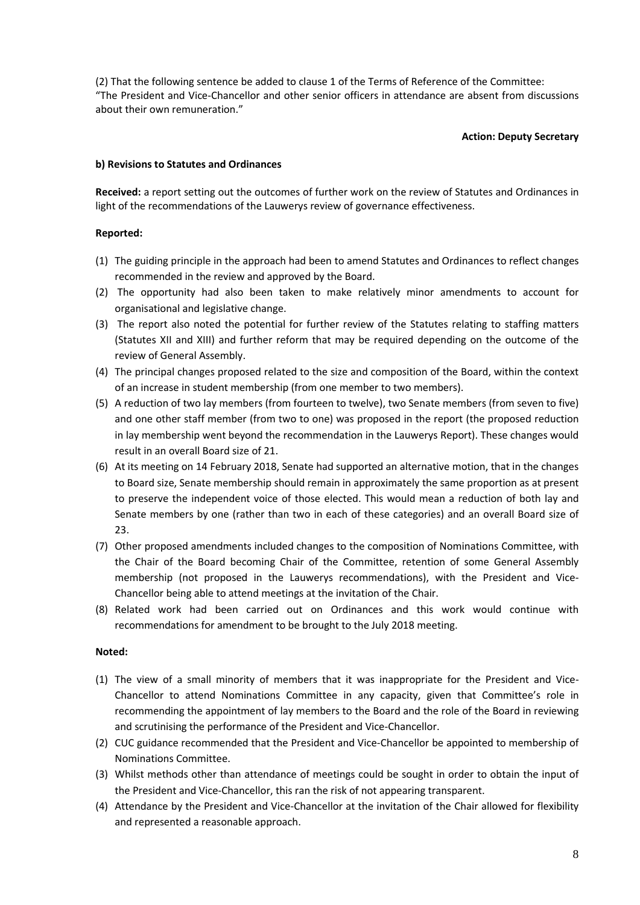(2) That the following sentence be added to clause 1 of the Terms of Reference of the Committee: "The President and Vice-Chancellor and other senior officers in attendance are absent from discussions about their own remuneration."

**Action: Deputy Secretary**

**b) Revisions to Statutes and Ordinances**

**Received:** a report setting out the outcomes of further work on the review of Statutes and Ordinances in light of the recommendations of the Lauwerys review of governance effectiveness.

**Reported:**

(1) The guiding principle in the approach had been to amend Statutes and Ordinances to reflect changes recommended in the review and approved by the Board.

(2) The opportunity had also been taken to make relatively minor amendments to account for organisational and legislative change.

(3) The report also noted the potential for further review of the Statutes relating to staffing matters (Statutes XII and XIII) and further reform that may be required depending on the outcome of the review of General Assembly.

(4) The principal changes proposed related to the size and composition of the Board, within the context of an increase in student membership (from one member to two members).

(5) A reduction of two lay members (from fourteen to twelve), two Senate members (from seven to five) and one other staff member (from two to one) was proposed in the report (the proposed reduction in lay membership went beyond the recommendation in the Lauwerys Report). These changes would result in an overall Board size of 21.

(6) At its meeting on 14 February 2018, Senate had supported an alternative motion, that in the changes to Board size, Senate membership should remain in approximately the same proportion as at present to preserve the independent voice of those elected. This would mean a reduction of both lay and Senate members by one (rather than two in each of these categories) and an overall Board size of 23.

(7) Other proposed amendments included changes to the composition of Nominations Committee, with the Chair of the Board becoming Chair of the Committee, retention of some General Assembly membership (not proposed in the Lauwerys recommendations), with the President and Vice-Chancellor being able to attend meetings at the invitation of the Chair.

(8) Related work had been carried out on Ordinances and this work would continue with recommendations for amendment to be brought to the July 2018 meeting.

**Noted:**

(1) The view of a small minority of members that it was inappropriate for the President and Vice-Chancellor to attend Nominations Committee in any capacity, given that Committee's role in recommending the appointment of lay members to the Board and the role of the Board in reviewing and scrutinising the performance of the President and Vice-Chancellor.

(2) CUC guidance recommended that the President and Vice-Chancellor be appointed to membership of Nominations Committee.

(3) Whilst methods other than attendance of meetings could be sought in order to obtain the input of the President and Vice-Chancellor, this ran the risk of not appearing transparent.

(4) Attendance by the President and Vice-Chancellor at the invitation of the Chair allowed for flexibility and represented a reasonable approach.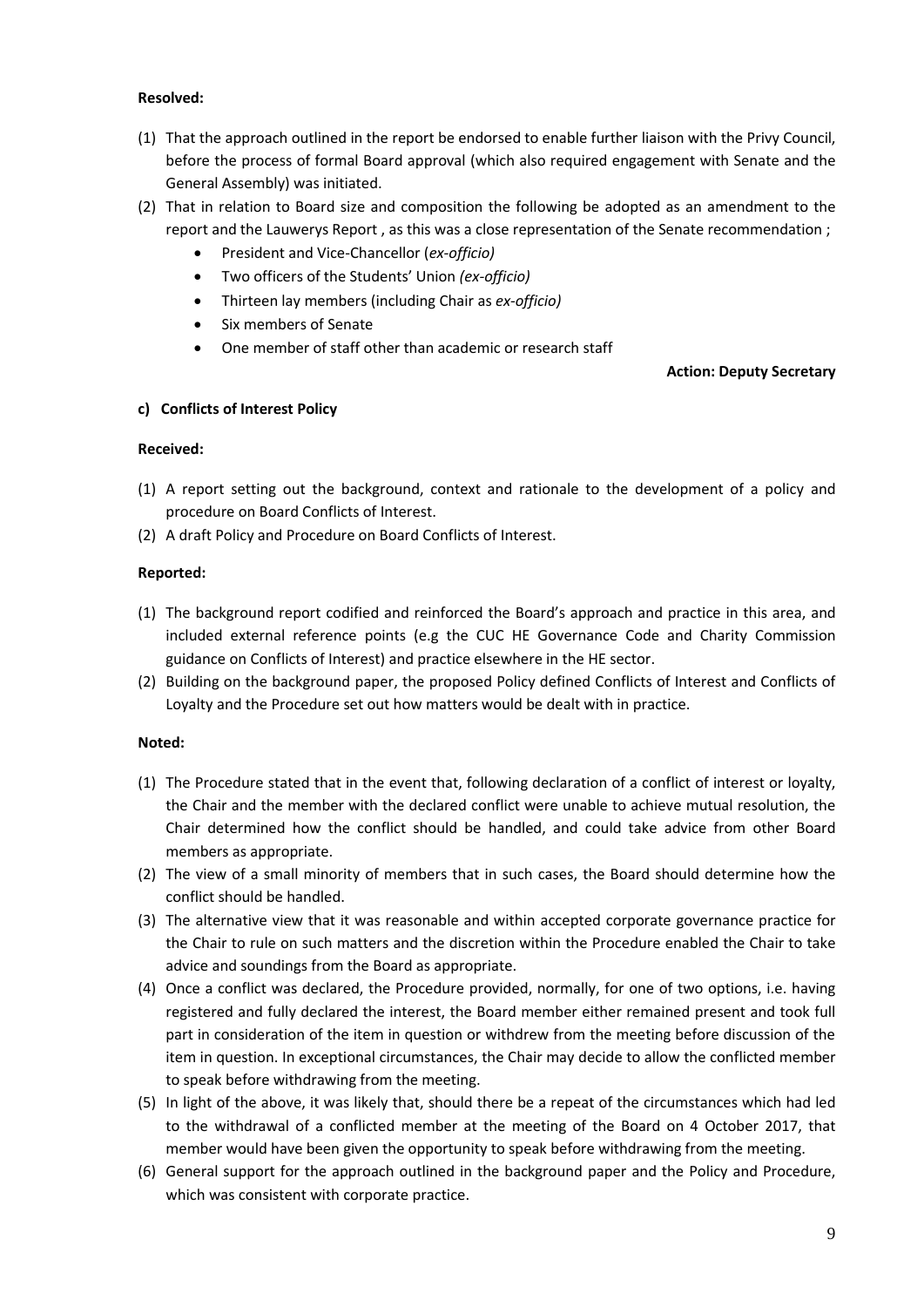**Resolved:**

(1) That the approach outlined in the report be endorsed to enable further liaison with the Privy Council, before the process of formal Board approval (which also required engagement with Senate and the General Assembly) was initiated.

(2) That in relation to Board size and composition the following be adopted as an amendment to the report and the Lauwerys Report , as this was a close representation of the Senate recommendation ;

- President and Vice-Chancellor (*ex-officio)*
- Two officers of the Students' Union *(ex-officio)*
- Thirteen lay members (including Chair as *ex-officio)*
- Six members of Senate
- One member of staff other than academic or research staff

**Action: Deputy Secretary**

**c) Conflicts of Interest Policy**

**Received:**

(1) A report setting out the background, context and rationale to the development of a policy and procedure on Board Conflicts of Interest.

(2) A draft Policy and Procedure on Board Conflicts of Interest.

**Reported:**

(1) The background report codified and reinforced the Board's approach and practice in this area, and included external reference points (e.g the CUC HE Governance Code and Charity Commission guidance on Conflicts of Interest) and practice elsewhere in the HE sector.

(2) Building on the background paper, the proposed Policy defined Conflicts of Interest and Conflicts of Loyalty and the Procedure set out how matters would be dealt with in practice.

**Noted:**

(1) The Procedure stated that in the event that, following declaration of a conflict of interest or loyalty, the Chair and the member with the declared conflict were unable to achieve mutual resolution, the Chair determined how the conflict should be handled, and could take advice from other Board members as appropriate.

(2) The view of a small minority of members that in such cases, the Board should determine how the conflict should be handled.

(3) The alternative view that it was reasonable and within accepted corporate governance practice for the Chair to rule on such matters and the discretion within the Procedure enabled the Chair to take advice and soundings from the Board as appropriate.

(4) Once a conflict was declared, the Procedure provided, normally, for one of two options, i.e. having registered and fully declared the interest, the Board member either remained present and took full part in consideration of the item in question or withdrew from the meeting before discussion of the item in question. In exceptional circumstances, the Chair may decide to allow the conflicted member to speak before withdrawing from the meeting.

(5) In light of the above, it was likely that, should there be a repeat of the circumstances which had led to the withdrawal of a conflicted member at the meeting of the Board on 4 October 2017, that member would have been given the opportunity to speak before withdrawing from the meeting.

(6) General support for the approach outlined in the background paper and the Policy and Procedure, which was consistent with corporate practice.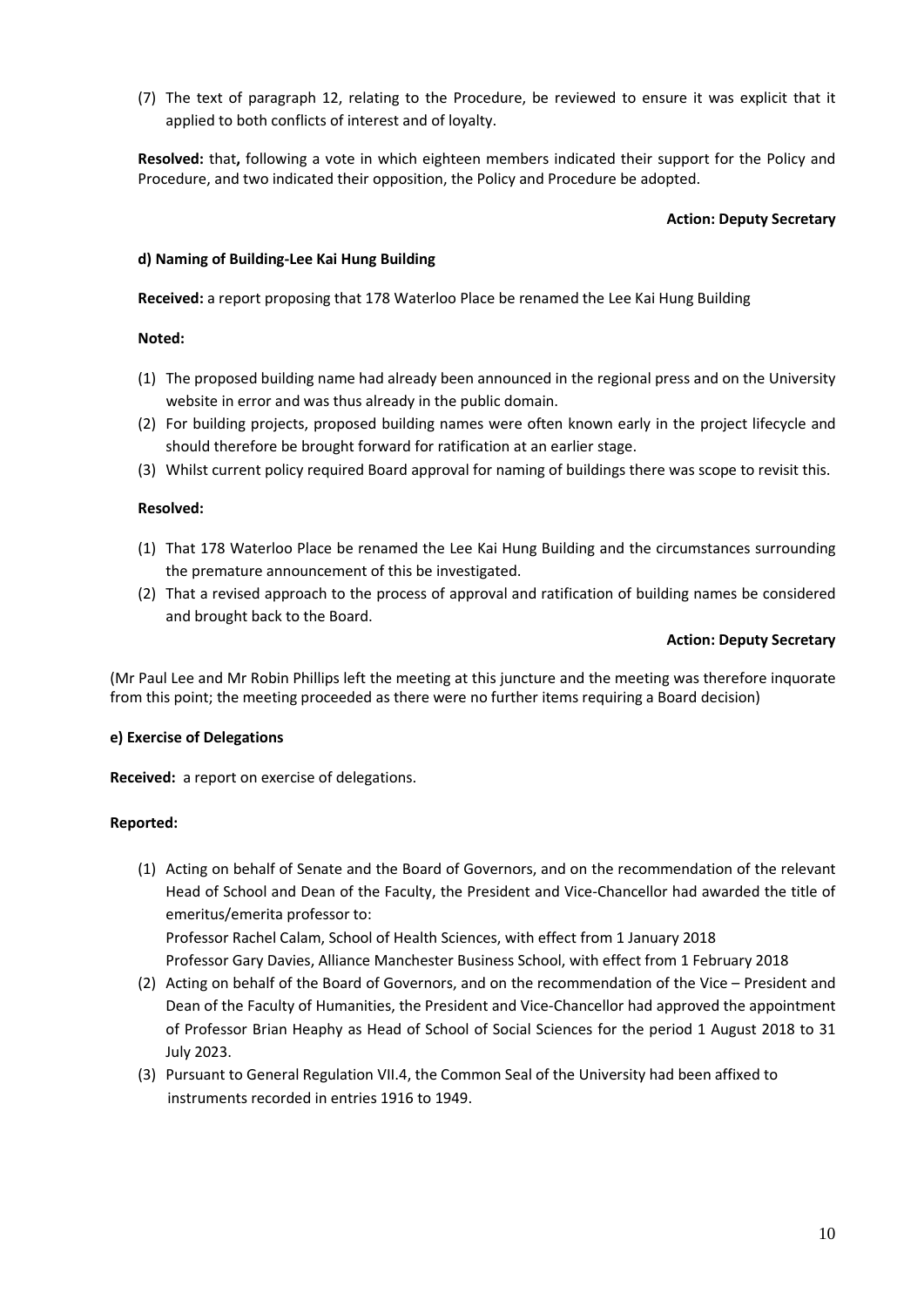(7) The text of paragraph 12, relating to the Procedure, be reviewed to ensure it was explicit that it applied to both conflicts of interest and of loyalty.

**Resolved:** that**,** following a vote in which eighteen members indicated their support for the Policy and Procedure, and two indicated their opposition, the Policy and Procedure be adopted.

**Action: Deputy Secretary**

**d) Naming of Building-Lee Kai Hung Building**

**Received:** a report proposing that 178 Waterloo Place be renamed the Lee Kai Hung Building

**Noted:**

(1) The proposed building name had already been announced in the regional press and on the University website in error and was thus already in the public domain.
(2) For building projects, proposed building names were often known early in the project lifecycle and should therefore be brought forward for ratification at an earlier stage.
(3) Whilst current policy required Board approval for naming of buildings there was scope to revisit this.

**Resolved:**

(1) That 178 Waterloo Place be renamed the Lee Kai Hung Building and the circumstances surrounding the premature announcement of this be investigated.
(2) That a revised approach to the process of approval and ratification of building names be considered and brought back to the Board.

**Action: Deputy Secretary**

(Mr Paul Lee and Mr Robin Phillips left the meeting at this juncture and the meeting was therefore inquorate from this point; the meeting proceeded as there were no further items requiring a Board decision)

**e) Exercise of Delegations**

**Received:** a report on exercise of delegations.

**Reported:**

(1) Acting on behalf of Senate and the Board of Governors, and on the recommendation of the relevant Head of School and Dean of the Faculty, the President and Vice-Chancellor had awarded the title of emeritus/emerita professor to:
Professor Rachel Calam, School of Health Sciences, with effect from 1 January 2018
Professor Gary Davies, Alliance Manchester Business School, with effect from 1 February 2018
(2) Acting on behalf of the Board of Governors, and on the recommendation of the Vice – President and Dean of the Faculty of Humanities, the President and Vice-Chancellor had approved the appointment of Professor Brian Heaphy as Head of School of Social Sciences for the period 1 August 2018 to 31 July 2023.
(3) Pursuant to General Regulation VII.4, the Common Seal of the University had been affixed to instruments recorded in entries 1916 to 1949.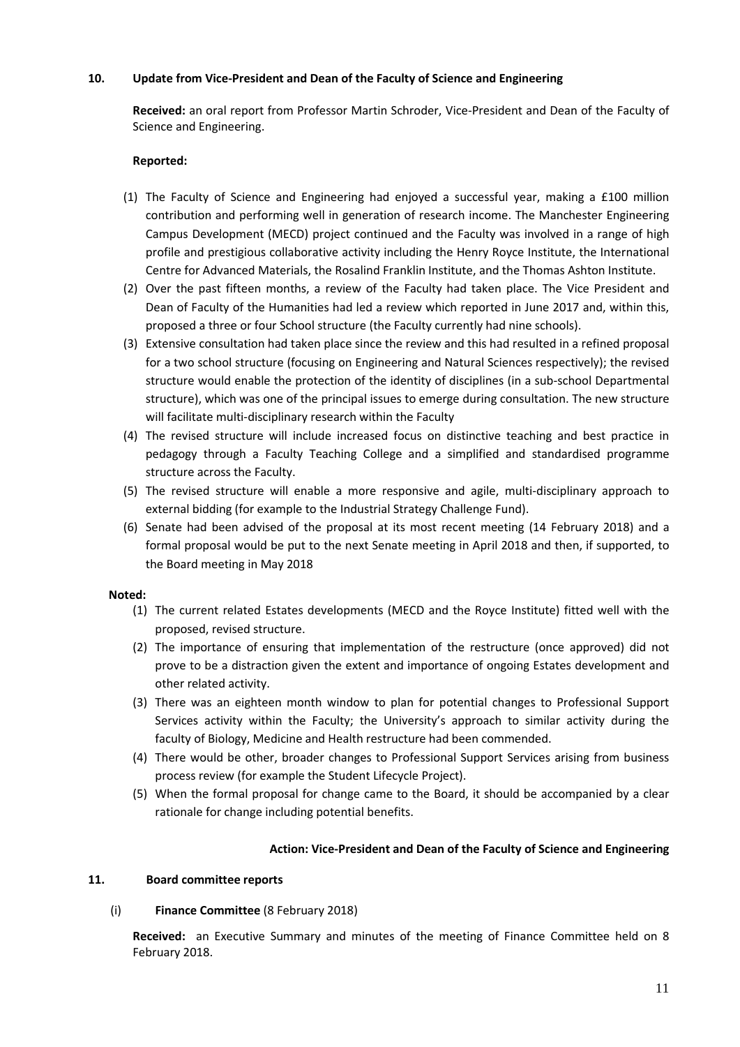## 10. Update from Vice-President and Dean of the Faculty of Science and Engineering

**Received:** an oral report from Professor Martin Schroder, Vice-President and Dean of the Faculty of Science and Engineering.

**Reported:**

(1) The Faculty of Science and Engineering had enjoyed a successful year, making a £100 million contribution and performing well in generation of research income. The Manchester Engineering Campus Development (MECD) project continued and the Faculty was involved in a range of high profile and prestigious collaborative activity including the Henry Royce Institute, the International Centre for Advanced Materials, the Rosalind Franklin Institute, and the Thomas Ashton Institute.

(2) Over the past fifteen months, a review of the Faculty had taken place. The Vice President and Dean of Faculty of the Humanities had led a review which reported in June 2017 and, within this, proposed a three or four School structure (the Faculty currently had nine schools).

(3) Extensive consultation had taken place since the review and this had resulted in a refined proposal for a two school structure (focusing on Engineering and Natural Sciences respectively); the revised structure would enable the protection of the identity of disciplines (in a sub-school Departmental structure), which was one of the principal issues to emerge during consultation. The new structure will facilitate multi-disciplinary research within the Faculty

(4) The revised structure will include increased focus on distinctive teaching and best practice in pedagogy through a Faculty Teaching College and a simplified and standardised programme structure across the Faculty.

(5) The revised structure will enable a more responsive and agile, multi-disciplinary approach to external bidding (for example to the Industrial Strategy Challenge Fund).

(6) Senate had been advised of the proposal at its most recent meeting (14 February 2018) and a formal proposal would be put to the next Senate meeting in April 2018 and then, if supported, to the Board meeting in May 2018

**Noted:**

(1) The current related Estates developments (MECD and the Royce Institute) fitted well with the proposed, revised structure.

(2) The importance of ensuring that implementation of the restructure (once approved) did not prove to be a distraction given the extent and importance of ongoing Estates development and other related activity.

(3) There was an eighteen month window to plan for potential changes to Professional Support Services activity within the Faculty; the University's approach to similar activity during the faculty of Biology, Medicine and Health restructure had been commended.

(4) There would be other, broader changes to Professional Support Services arising from business process review (for example the Student Lifecycle Project).

(5) When the formal proposal for change came to the Board, it should be accompanied by a clear rationale for change including potential benefits.

**Action: Vice-President and Dean of the Faculty of Science and Engineering**

## 11. Board committee reports

### (i) Finance Committee (8 February 2018)

**Received:** an Executive Summary and minutes of the meeting of Finance Committee held on 8 February 2018.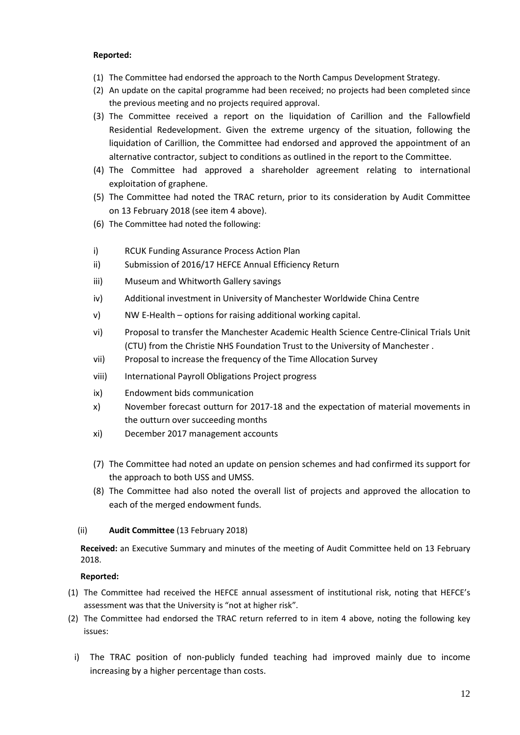**Reported:**

(1) The Committee had endorsed the approach to the North Campus Development Strategy.

(2) An update on the capital programme had been received; no projects had been completed since the previous meeting and no projects required approval.

(3) The Committee received a report on the liquidation of Carillion and the Fallowfield Residential Redevelopment. Given the extreme urgency of the situation, following the liquidation of Carillion, the Committee had endorsed and approved the appointment of an alternative contractor, subject to conditions as outlined in the report to the Committee.

(4) The Committee had approved a shareholder agreement relating to international exploitation of graphene.

(5) The Committee had noted the TRAC return, prior to its consideration by Audit Committee on 13 February 2018 (see item 4 above).

(6) The Committee had noted the following:

i) RCUK Funding Assurance Process Action Plan

ii) Submission of 2016/17 HEFCE Annual Efficiency Return

iii) Museum and Whitworth Gallery savings

iv) Additional investment in University of Manchester Worldwide China Centre

v) NW E-Health – options for raising additional working capital.

vi) Proposal to transfer the Manchester Academic Health Science Centre-Clinical Trials Unit (CTU) from the Christie NHS Foundation Trust to the University of Manchester .

vii) Proposal to increase the frequency of the Time Allocation Survey

viii) International Payroll Obligations Project progress

ix) Endowment bids communication

x) November forecast outturn for 2017-18 and the expectation of material movements in the outturn over succeeding months

xi) December 2017 management accounts

(7) The Committee had noted an update on pension schemes and had confirmed its support for the approach to both USS and UMSS.

(8) The Committee had also noted the overall list of projects and approved the allocation to each of the merged endowment funds.

(ii) **Audit Committee** (13 February 2018)

**Received:** an Executive Summary and minutes of the meeting of Audit Committee held on 13 February 2018.

**Reported:**

(1) The Committee had received the HEFCE annual assessment of institutional risk, noting that HEFCE's assessment was that the University is "not at higher risk".

(2) The Committee had endorsed the TRAC return referred to in item 4 above, noting the following key issues:

i) The TRAC position of non-publicly funded teaching had improved mainly due to income increasing by a higher percentage than costs.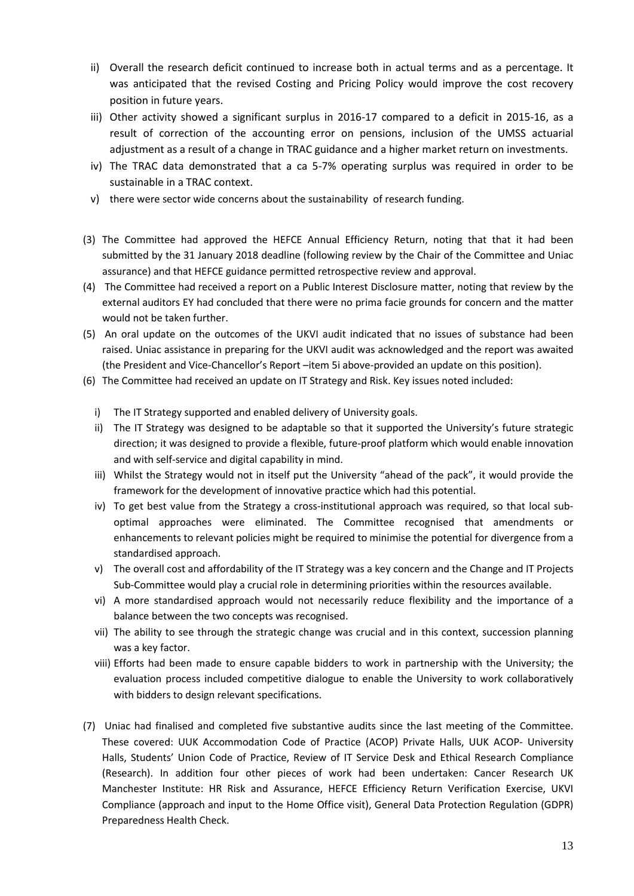ii) Overall the research deficit continued to increase both in actual terms and as a percentage. It was anticipated that the revised Costing and Pricing Policy would improve the cost recovery position in future years.

iii) Other activity showed a significant surplus in 2016-17 compared to a deficit in 2015-16, as a result of correction of the accounting error on pensions, inclusion of the UMSS actuarial adjustment as a result of a change in TRAC guidance and a higher market return on investments.

iv) The TRAC data demonstrated that a ca 5-7% operating surplus was required in order to be sustainable in a TRAC context.

v) there were sector wide concerns about the sustainability of research funding.

(3) The Committee had approved the HEFCE Annual Efficiency Return, noting that that it had been submitted by the 31 January 2018 deadline (following review by the Chair of the Committee and Uniac assurance) and that HEFCE guidance permitted retrospective review and approval.

(4) The Committee had received a report on a Public Interest Disclosure matter, noting that review by the external auditors EY had concluded that there were no prima facie grounds for concern and the matter would not be taken further.

(5) An oral update on the outcomes of the UKVI audit indicated that no issues of substance had been raised. Uniac assistance in preparing for the UKVI audit was acknowledged and the report was awaited (the President and Vice-Chancellor's Report –item 5i above-provided an update on this position).

(6) The Committee had received an update on IT Strategy and Risk. Key issues noted included:

i) The IT Strategy supported and enabled delivery of University goals.

ii) The IT Strategy was designed to be adaptable so that it supported the University's future strategic direction; it was designed to provide a flexible, future-proof platform which would enable innovation and with self-service and digital capability in mind.

iii) Whilst the Strategy would not in itself put the University "ahead of the pack", it would provide the framework for the development of innovative practice which had this potential.

iv) To get best value from the Strategy a cross-institutional approach was required, so that local sub-optimal approaches were eliminated. The Committee recognised that amendments or enhancements to relevant policies might be required to minimise the potential for divergence from a standardised approach.

v) The overall cost and affordability of the IT Strategy was a key concern and the Change and IT Projects Sub-Committee would play a crucial role in determining priorities within the resources available.

vi) A more standardised approach would not necessarily reduce flexibility and the importance of a balance between the two concepts was recognised.

vii) The ability to see through the strategic change was crucial and in this context, succession planning was a key factor.

viii) Efforts had been made to ensure capable bidders to work in partnership with the University; the evaluation process included competitive dialogue to enable the University to work collaboratively with bidders to design relevant specifications.

(7) Uniac had finalised and completed five substantive audits since the last meeting of the Committee. These covered: UUK Accommodation Code of Practice (ACOP) Private Halls, UUK ACOP- University Halls, Students' Union Code of Practice, Review of IT Service Desk and Ethical Research Compliance (Research). In addition four other pieces of work had been undertaken: Cancer Research UK Manchester Institute: HR Risk and Assurance, HEFCE Efficiency Return Verification Exercise, UKVI Compliance (approach and input to the Home Office visit), General Data Protection Regulation (GDPR) Preparedness Health Check.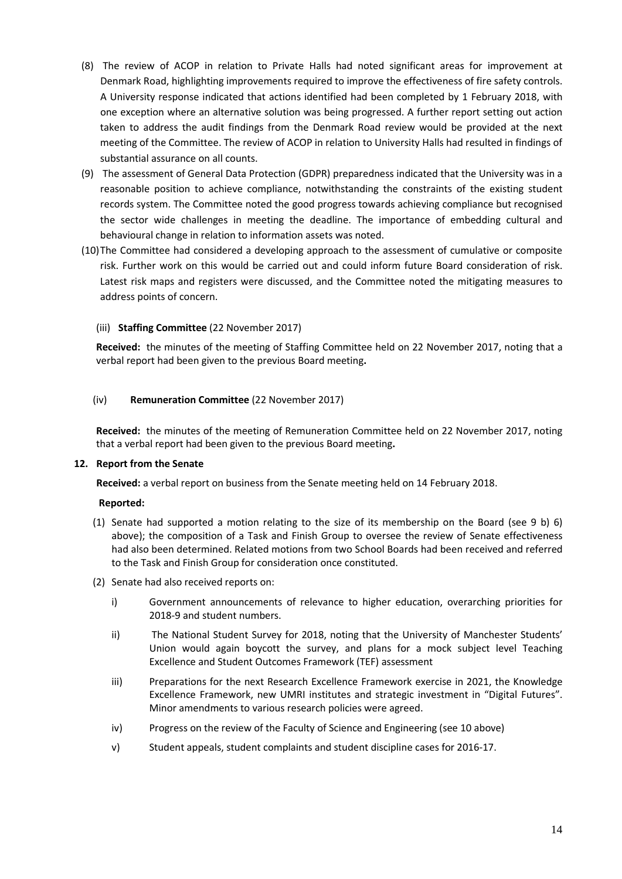(8) The review of ACOP in relation to Private Halls had noted significant areas for improvement at Denmark Road, highlighting improvements required to improve the effectiveness of fire safety controls. A University response indicated that actions identified had been completed by 1 February 2018, with one exception where an alternative solution was being progressed. A further report setting out action taken to address the audit findings from the Denmark Road review would be provided at the next meeting of the Committee. The review of ACOP in relation to University Halls had resulted in findings of substantial assurance on all counts.

(9) The assessment of General Data Protection (GDPR) preparedness indicated that the University was in a reasonable position to achieve compliance, notwithstanding the constraints of the existing student records system. The Committee noted the good progress towards achieving compliance but recognised the sector wide challenges in meeting the deadline. The importance of embedding cultural and behavioural change in relation to information assets was noted.

(10) The Committee had considered a developing approach to the assessment of cumulative or composite risk. Further work on this would be carried out and could inform future Board consideration of risk. Latest risk maps and registers were discussed, and the Committee noted the mitigating measures to address points of concern.

(iii) **Staffing Committee** (22 November 2017)

**Received:** the minutes of the meeting of Staffing Committee held on 22 November 2017, noting that a verbal report had been given to the previous Board meeting**.**

(iv) **Remuneration Committee** (22 November 2017)

**Received:** the minutes of the meeting of Remuneration Committee held on 22 November 2017, noting that a verbal report had been given to the previous Board meeting**.**

**12. Report from the Senate**

**Received:** a verbal report on business from the Senate meeting held on 14 February 2018.

**Reported:**

(1) Senate had supported a motion relating to the size of its membership on the Board (see 9 b) 6) above); the composition of a Task and Finish Group to oversee the review of Senate effectiveness had also been determined. Related motions from two School Boards had been received and referred to the Task and Finish Group for consideration once constituted.

(2) Senate had also received reports on:

i) Government announcements of relevance to higher education, overarching priorities for 2018-9 and student numbers.

ii) The National Student Survey for 2018, noting that the University of Manchester Students' Union would again boycott the survey, and plans for a mock subject level Teaching Excellence and Student Outcomes Framework (TEF) assessment

iii) Preparations for the next Research Excellence Framework exercise in 2021, the Knowledge Excellence Framework, new UMRI institutes and strategic investment in "Digital Futures". Minor amendments to various research policies were agreed.

iv) Progress on the review of the Faculty of Science and Engineering (see 10 above)

v) Student appeals, student complaints and student discipline cases for 2016-17.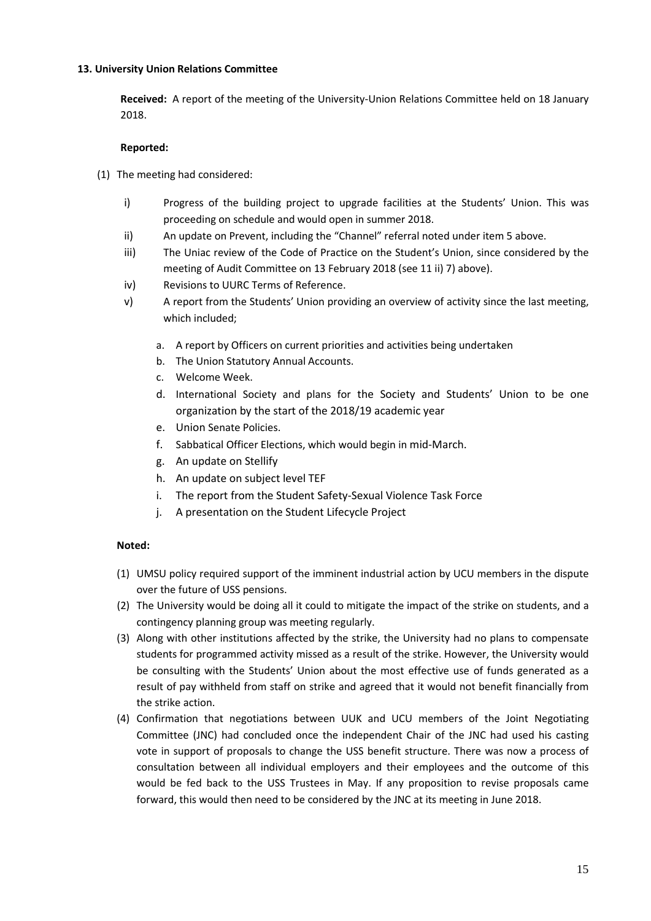**13. University Union Relations Committee**

**Received:** A report of the meeting of the University-Union Relations Committee held on 18 January 2018.

**Reported:**

(1) The meeting had considered:

i) Progress of the building project to upgrade facilities at the Students' Union. This was proceeding on schedule and would open in summer 2018.

ii) An update on Prevent, including the "Channel" referral noted under item 5 above.

iii) The Uniac review of the Code of Practice on the Student's Union, since considered by the meeting of Audit Committee on 13 February 2018 (see 11 ii) 7) above).

iv) Revisions to UURC Terms of Reference.

v) A report from the Students' Union providing an overview of activity since the last meeting, which included;

a. A report by Officers on current priorities and activities being undertaken
b. The Union Statutory Annual Accounts.
c. Welcome Week.
d. International Society and plans for the Society and Students' Union to be one organization by the start of the 2018/19 academic year
e. Union Senate Policies.
f. Sabbatical Officer Elections, which would begin in mid-March.
g. An update on Stellify
h. An update on subject level TEF
i. The report from the Student Safety-Sexual Violence Task Force
j. A presentation on the Student Lifecycle Project

**Noted:**

(1) UMSU policy required support of the imminent industrial action by UCU members in the dispute over the future of USS pensions.

(2) The University would be doing all it could to mitigate the impact of the strike on students, and a contingency planning group was meeting regularly.

(3) Along with other institutions affected by the strike, the University had no plans to compensate students for programmed activity missed as a result of the strike. However, the University would be consulting with the Students' Union about the most effective use of funds generated as a result of pay withheld from staff on strike and agreed that it would not benefit financially from the strike action.

(4) Confirmation that negotiations between UUK and UCU members of the Joint Negotiating Committee (JNC) had concluded once the independent Chair of the JNC had used his casting vote in support of proposals to change the USS benefit structure. There was now a process of consultation between all individual employers and their employees and the outcome of this would be fed back to the USS Trustees in May. If any proposition to revise proposals came forward, this would then need to be considered by the JNC at its meeting in June 2018.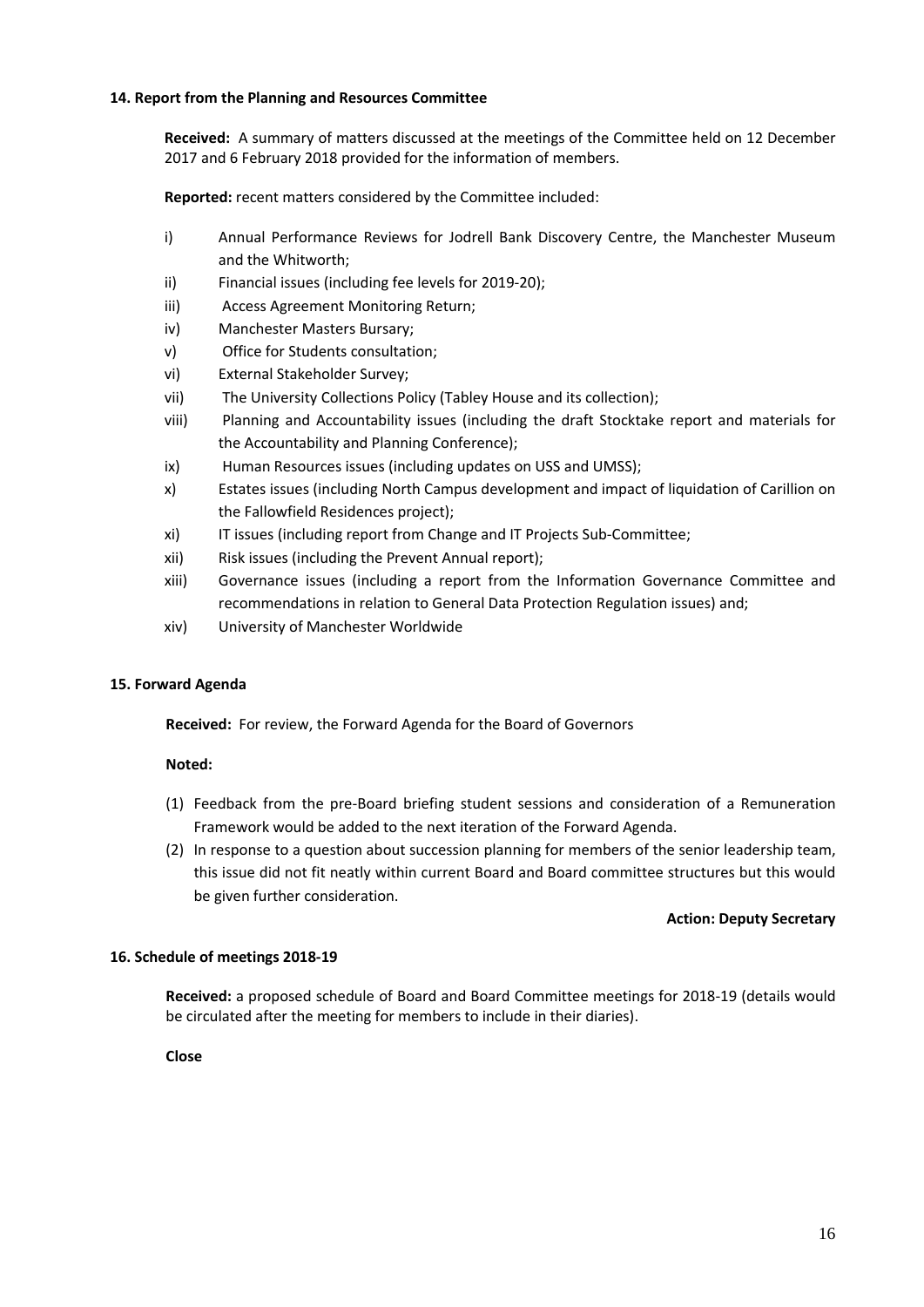**14. Report from the Planning and Resources Committee**

**Received:** A summary of matters discussed at the meetings of the Committee held on 12 December 2017 and 6 February 2018 provided for the information of members.

**Reported:** recent matters considered by the Committee included:

i) Annual Performance Reviews for Jodrell Bank Discovery Centre, the Manchester Museum and the Whitworth;

ii) Financial issues (including fee levels for 2019-20);

iii) Access Agreement Monitoring Return;

iv) Manchester Masters Bursary;

v) Office for Students consultation;

vi) External Stakeholder Survey;

vii) The University Collections Policy (Tabley House and its collection);

viii) Planning and Accountability issues (including the draft Stocktake report and materials for the Accountability and Planning Conference);

ix) Human Resources issues (including updates on USS and UMSS);

x) Estates issues (including North Campus development and impact of liquidation of Carillion on the Fallowfield Residences project);

xi) IT issues (including report from Change and IT Projects Sub-Committee;

xii) Risk issues (including the Prevent Annual report);

xiii) Governance issues (including a report from the Information Governance Committee and recommendations in relation to General Data Protection Regulation issues) and;

xiv) University of Manchester Worldwide

**15. Forward Agenda**

**Received:** For review, the Forward Agenda for the Board of Governors

**Noted:**

(1) Feedback from the pre-Board briefing student sessions and consideration of a Remuneration Framework would be added to the next iteration of the Forward Agenda.

(2) In response to a question about succession planning for members of the senior leadership team, this issue did not fit neatly within current Board and Board committee structures but this would be given further consideration.

**Action: Deputy Secretary**

**16. Schedule of meetings 2018-19**

**Received:** a proposed schedule of Board and Board Committee meetings for 2018-19 (details would be circulated after the meeting for members to include in their diaries).

**Close**